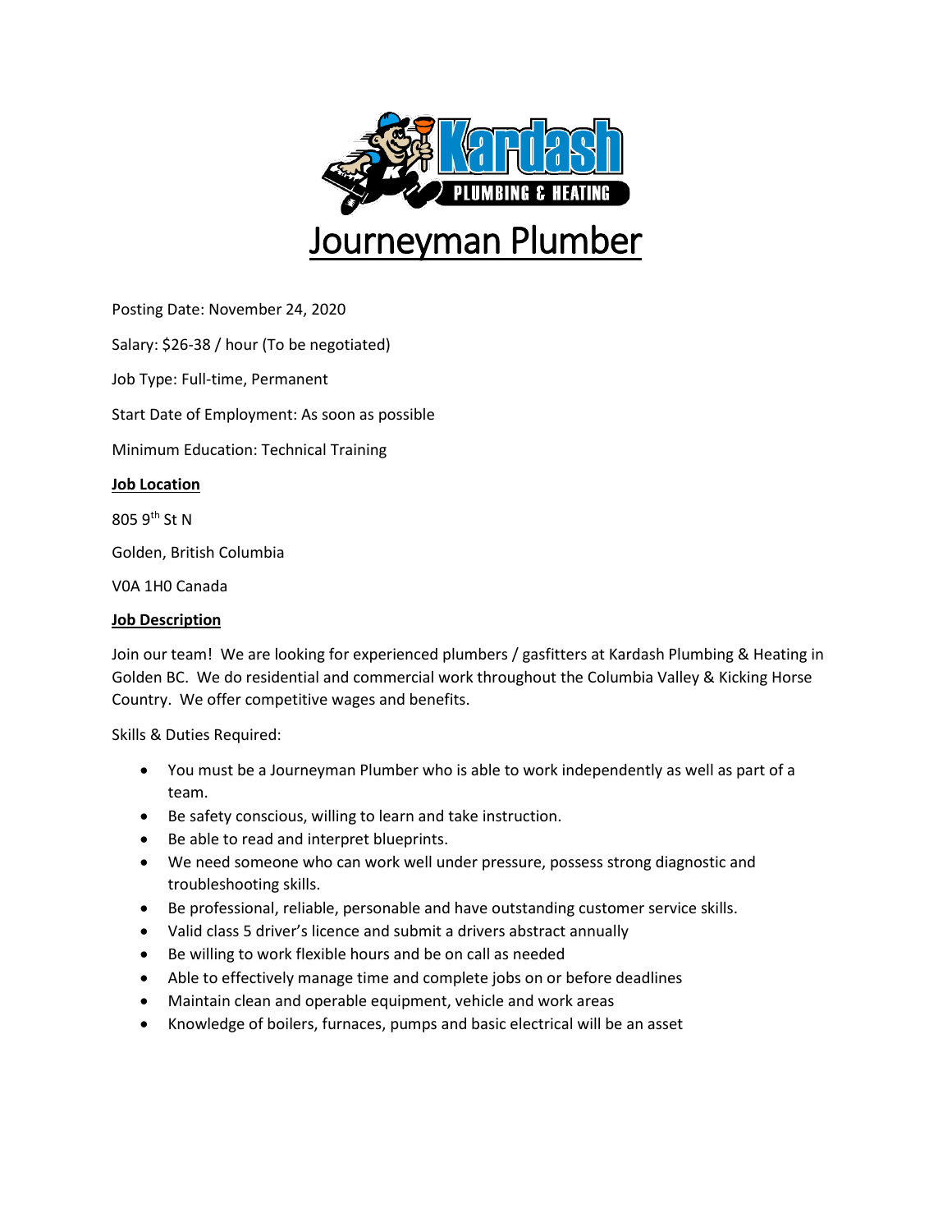# Journeyman Plumber

Posting Date: November 24, 2020

Salary: $26-38 / hour (To be negotiated)

Job Type: Full-time, Permanent

Start Date of Employment: As soon as possible

Minimum Education: Technical Training

**Job Location**

805 9th St N

Golden, British Columbia

V0A 1H0 Canada

**Job Description**

Join our team! We are looking for experienced plumbers / gasfitters at Kardash Plumbing & Heating in Golden BC. We do residential and commercial work throughout the Columbia Valley & Kicking Horse Country. We offer competitive wages and benefits.

Skills & Duties Required:

- You must be a Journeyman Plumber who is able to work independently as well as part of a team.
- Be safety conscious, willing to learn and take instruction.
- Be able to read and interpret blueprints.
- We need someone who can work well under pressure, possess strong diagnostic and troubleshooting skills.
- Be professional, reliable, personable and have outstanding customer service skills.
- Valid class 5 driver's licence and submit a drivers abstract annually
- Be willing to work flexible hours and be on call as needed
- Able to effectively manage time and complete jobs on or before deadlines
- Maintain clean and operable equipment, vehicle and work areas
- Knowledge of boilers, furnaces, pumps and basic electrical will be an asset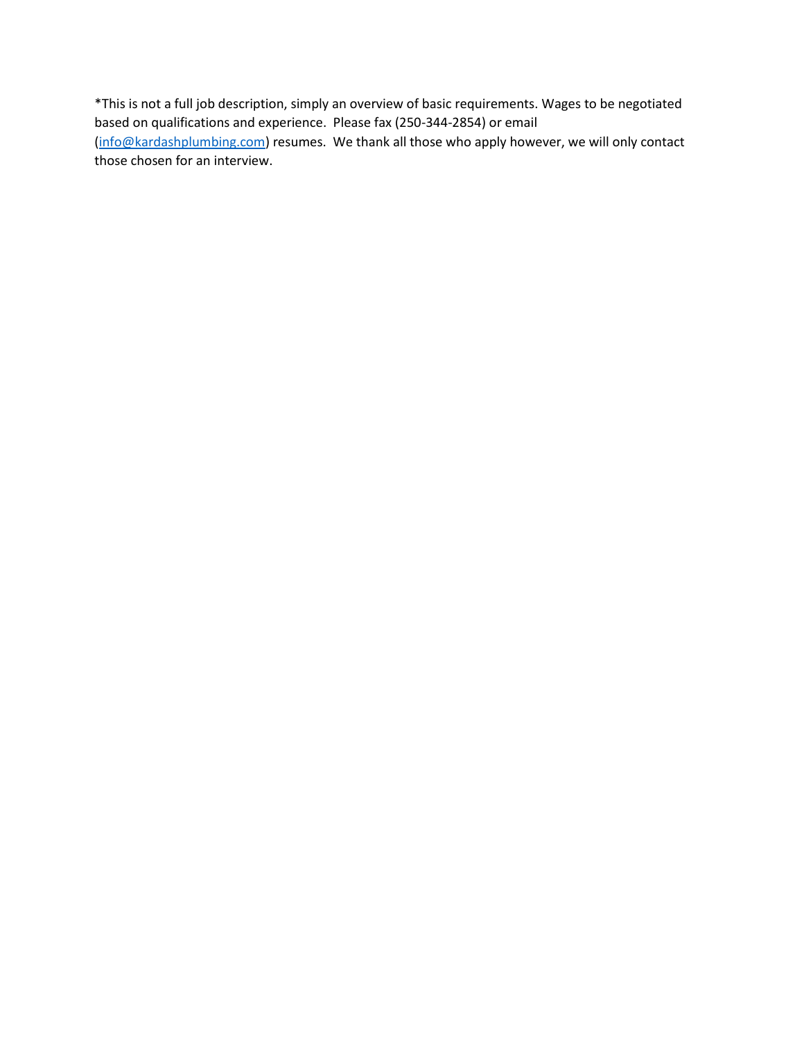*This is not a full job description, simply an overview of basic requirements. Wages to be negotiated based on qualifications and experience. Please fax (250-344-2854) or email (info@kardashplumbing.com) resumes. We thank all those who apply however, we will only contact those chosen for an interview.